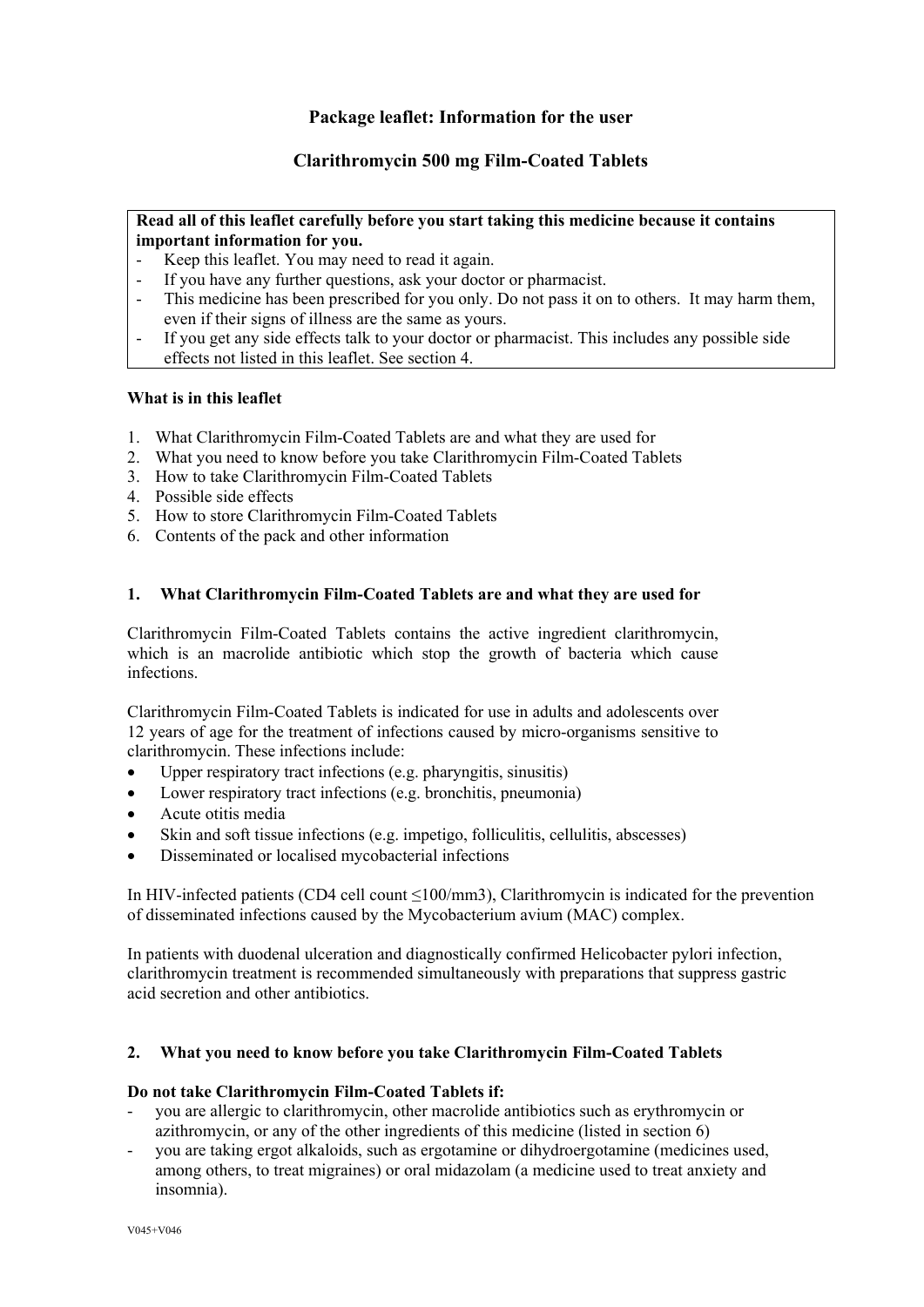# Package leaflet: Information for the user

## Clarithromycin 500 mg Film-Coated Tablets

**Read all of this leaflet carefully before you start taking this medicine because it contains important information for you.**

- Keep this leaflet. You may need to read it again.
- If you have any further questions, ask your doctor or pharmacist.
- This medicine has been prescribed for you only. Do not pass it on to others. It may harm them, even if their signs of illness are the same as yours.
- If you get any side effects talk to your doctor or pharmacist. This includes any possible side effects not listed in this leaflet. See section 4.

**What is in this leaflet**

1. What Clarithromycin Film-Coated Tablets are and what they are used for
2. What you need to know before you take Clarithromycin Film-Coated Tablets
3. How to take Clarithromycin Film-Coated Tablets
4. Possible side effects
5. How to store Clarithromycin Film-Coated Tablets
6. Contents of the pack and other information

### 1. What Clarithromycin Film-Coated Tablets are and what they are used for

Clarithromycin Film-Coated Tablets contains the active ingredient clarithromycin, which is an macrolide antibiotic which stop the growth of bacteria which cause infections.

Clarithromycin Film-Coated Tablets is indicated for use in adults and adolescents over 12 years of age for the treatment of infections caused by micro-organisms sensitive to clarithromycin. These infections include:

- Upper respiratory tract infections (e.g. pharyngitis, sinusitis)
- Lower respiratory tract infections (e.g. bronchitis, pneumonia)
- Acute otitis media
- Skin and soft tissue infections (e.g. impetigo, folliculitis, cellulitis, abscesses)
- Disseminated or localised mycobacterial infections

In HIV-infected patients (CD4 cell count ≤100/mm3), Clarithromycin is indicated for the prevention of disseminated infections caused by the Mycobacterium avium (MAC) complex.

In patients with duodenal ulceration and diagnostically confirmed Helicobacter pylori infection, clarithromycin treatment is recommended simultaneously with preparations that suppress gastric acid secretion and other antibiotics.

### 2. What you need to know before you take Clarithromycin Film-Coated Tablets

**Do not take Clarithromycin Film-Coated Tablets if:**

- you are allergic to clarithromycin, other macrolide antibiotics such as erythromycin or azithromycin, or any of the other ingredients of this medicine (listed in section 6)
- you are taking ergot alkaloids, such as ergotamine or dihydroergotamine (medicines used, among others, to treat migraines) or oral midazolam (a medicine used to treat anxiety and insomnia).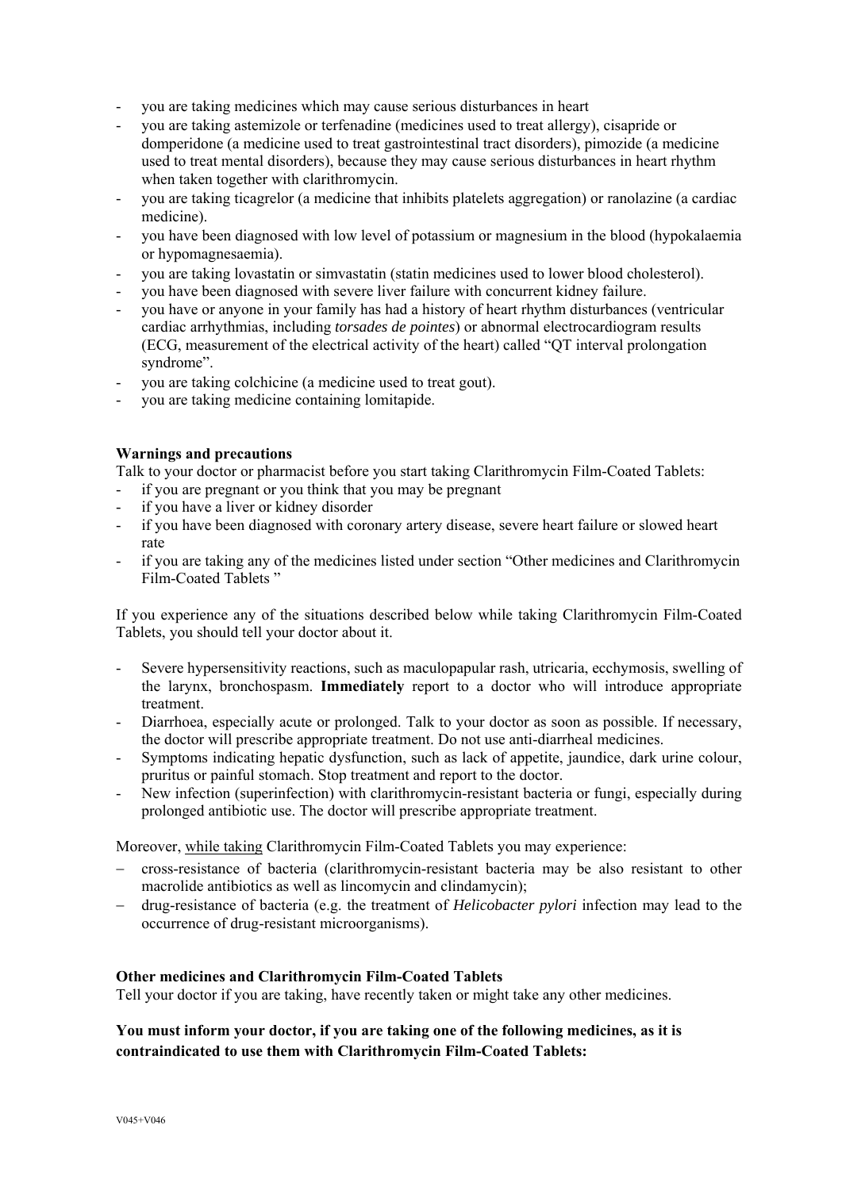- you are taking medicines which may cause serious disturbances in heart
- you are taking astemizole or terfenadine (medicines used to treat allergy), cisapride or domperidone (a medicine used to treat gastrointestinal tract disorders), pimozide (a medicine used to treat mental disorders), because they may cause serious disturbances in heart rhythm when taken together with clarithromycin.
- you are taking ticagrelor (a medicine that inhibits platelets aggregation) or ranolazine (a cardiac medicine).
- you have been diagnosed with low level of potassium or magnesium in the blood (hypokalaemia or hypomagnesaemia).
- you are taking lovastatin or simvastatin (statin medicines used to lower blood cholesterol).
- you have been diagnosed with severe liver failure with concurrent kidney failure.
- you have or anyone in your family has had a history of heart rhythm disturbances (ventricular cardiac arrhythmias, including *torsades de pointes*) or abnormal electrocardiogram results (ECG, measurement of the electrical activity of the heart) called "QT interval prolongation syndrome".
- you are taking colchicine (a medicine used to treat gout).
- you are taking medicine containing lomitapide.

**Warnings and precautions**

Talk to your doctor or pharmacist before you start taking Clarithromycin Film-Coated Tablets:

- if you are pregnant or you think that you may be pregnant
- if you have a liver or kidney disorder
- if you have been diagnosed with coronary artery disease, severe heart failure or slowed heart rate
- if you are taking any of the medicines listed under section "Other medicines and Clarithromycin Film-Coated Tablets "

If you experience any of the situations described below while taking Clarithromycin Film-Coated Tablets, you should tell your doctor about it.

- Severe hypersensitivity reactions, such as maculopapular rash, utricaria, ecchymosis, swelling of the larynx, bronchospasm. **Immediately** report to a doctor who will introduce appropriate treatment.
- Diarrhoea, especially acute or prolonged. Talk to your doctor as soon as possible. If necessary, the doctor will prescribe appropriate treatment. Do not use anti-diarrheal medicines.
- Symptoms indicating hepatic dysfunction, such as lack of appetite, jaundice, dark urine colour, pruritus or painful stomach. Stop treatment and report to the doctor.
- New infection (superinfection) with clarithromycin-resistant bacteria or fungi, especially during prolonged antibiotic use. The doctor will prescribe appropriate treatment.

Moreover, while taking Clarithromycin Film-Coated Tablets you may experience:

- cross-resistance of bacteria (clarithromycin-resistant bacteria may be also resistant to other macrolide antibiotics as well as lincomycin and clindamycin);
- drug-resistance of bacteria (e.g. the treatment of *Helicobacter pylori* infection may lead to the occurrence of drug-resistant microorganisms).

**Other medicines and Clarithromycin Film-Coated Tablets**

Tell your doctor if you are taking, have recently taken or might take any other medicines.

**You must inform your doctor, if you are taking one of the following medicines, as it is contraindicated to use them with Clarithromycin Film-Coated Tablets:**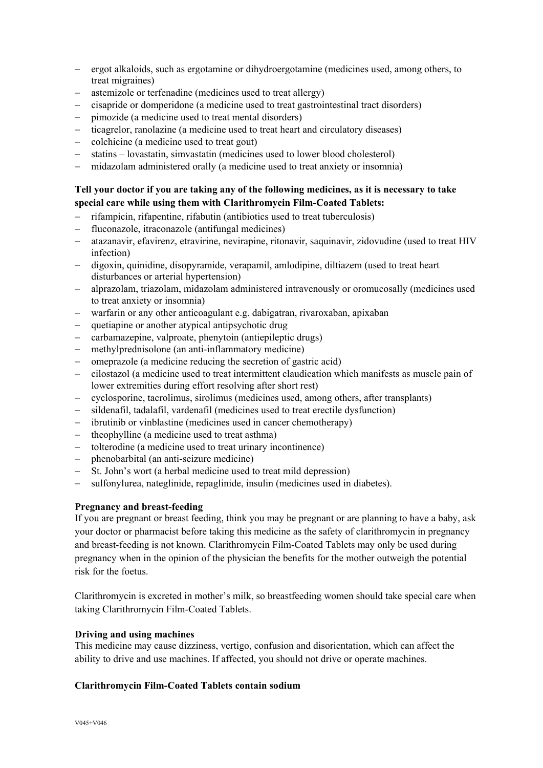- ergot alkaloids, such as ergotamine or dihydroergotamine (medicines used, among others, to treat migraines)
- astemizole or terfenadine (medicines used to treat allergy)
- cisapride or domperidone (a medicine used to treat gastrointestinal tract disorders)
- pimozide (a medicine used to treat mental disorders)
- ticagrelor, ranolazine (a medicine used to treat heart and circulatory diseases)
- colchicine (a medicine used to treat gout)
- statins – lovastatin, simvastatin (medicines used to lower blood cholesterol)
- midazolam administered orally (a medicine used to treat anxiety or insomnia)

**Tell your doctor if you are taking any of the following medicines, as it is necessary to take special care while using them with Clarithromycin Film-Coated Tablets:**

- rifampicin, rifapentine, rifabutin (antibiotics used to treat tuberculosis)
- fluconazole, itraconazole (antifungal medicines)
- atazanavir, efavirenz, etravirine, nevirapine, ritonavir, saquinavir, zidovudine (used to treat HIV infection)
- digoxin, quinidine, disopyramide, verapamil, amlodipine, diltiazem (used to treat heart disturbances or arterial hypertension)
- alprazolam, triazolam, midazolam administered intravenously or oromucosally (medicines used to treat anxiety or insomnia)
- warfarin or any other anticoagulant e.g. dabigatran, rivaroxaban, apixaban
- quetiapine or another atypical antipsychotic drug
- carbamazepine, valproate, phenytoin (antiepileptic drugs)
- methylprednisolone (an anti-inflammatory medicine)
- omeprazole (a medicine reducing the secretion of gastric acid)
- cilostazol (a medicine used to treat intermittent claudication which manifests as muscle pain of lower extremities during effort resolving after short rest)
- cyclosporine, tacrolimus, sirolimus (medicines used, among others, after transplants)
- sildenafil, tadalafil, vardenafil (medicines used to treat erectile dysfunction)
- ibrutinib or vinblastine (medicines used in cancer chemotherapy)
- theophylline (a medicine used to treat asthma)
- tolterodine (a medicine used to treat urinary incontinence)
- phenobarbital (an anti-seizure medicine)
- St. John's wort (a herbal medicine used to treat mild depression)
- sulfonylurea, nateglinide, repaglinide, insulin (medicines used in diabetes).

**Pregnancy and breast-feeding**

If you are pregnant or breast feeding, think you may be pregnant or are planning to have a baby, ask your doctor or pharmacist before taking this medicine as the safety of clarithromycin in pregnancy and breast-feeding is not known. Clarithromycin Film-Coated Tablets may only be used during pregnancy when in the opinion of the physician the benefits for the mother outweigh the potential risk for the foetus.

Clarithromycin is excreted in mother's milk, so breastfeeding women should take special care when taking Clarithromycin Film-Coated Tablets.

**Driving and using machines**

This medicine may cause dizziness, vertigo, confusion and disorientation, which can affect the ability to drive and use machines. If affected, you should not drive or operate machines.

**Clarithromycin Film-Coated Tablets contain sodium**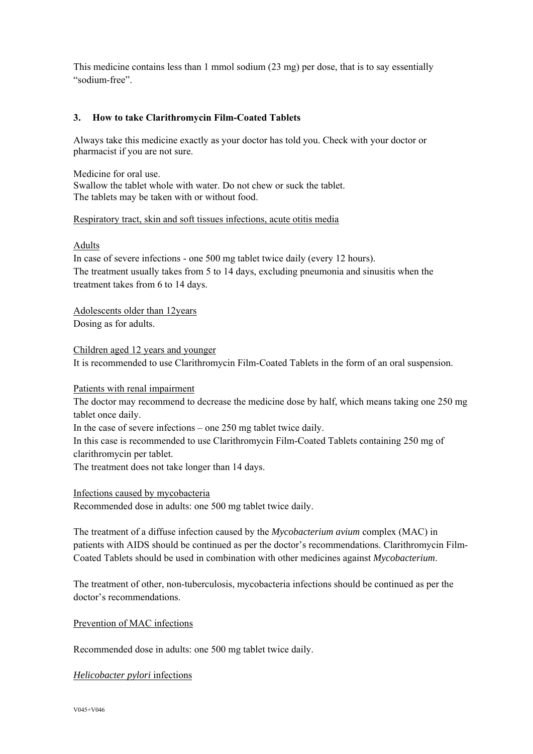This medicine contains less than 1 mmol sodium (23 mg) per dose, that is to say essentially "sodium-free".

## 3. How to take Clarithromycin Film-Coated Tablets

Always take this medicine exactly as your doctor has told you. Check with your doctor or pharmacist if you are not sure.

Medicine for oral use.
Swallow the tablet whole with water. Do not chew or suck the tablet.
The tablets may be taken with or without food.

Respiratory tract, skin and soft tissues infections, acute otitis media

Adults
In case of severe infections - one 500 mg tablet twice daily (every 12 hours).
The treatment usually takes from 5 to 14 days, excluding pneumonia and sinusitis when the treatment takes from 6 to 14 days.

Adolescents older than 12years
Dosing as for adults.

Children aged 12 years and younger
It is recommended to use Clarithromycin Film-Coated Tablets in the form of an oral suspension.

Patients with renal impairment
The doctor may recommend to decrease the medicine dose by half, which means taking one 250 mg tablet once daily.
In the case of severe infections – one 250 mg tablet twice daily.
In this case is recommended to use Clarithromycin Film-Coated Tablets containing 250 mg of clarithromycin per tablet.
The treatment does not take longer than 14 days.

Infections caused by mycobacteria
Recommended dose in adults: one 500 mg tablet twice daily.

The treatment of a diffuse infection caused by the *Mycobacterium avium* complex (MAC) in patients with AIDS should be continued as per the doctor's recommendations. Clarithromycin Film-Coated Tablets should be used in combination with other medicines against *Mycobacterium*.

The treatment of other, non-tuberculosis, mycobacteria infections should be continued as per the doctor's recommendations.

Prevention of MAC infections

Recommended dose in adults: one 500 mg tablet twice daily.

*Helicobacter pylori* infections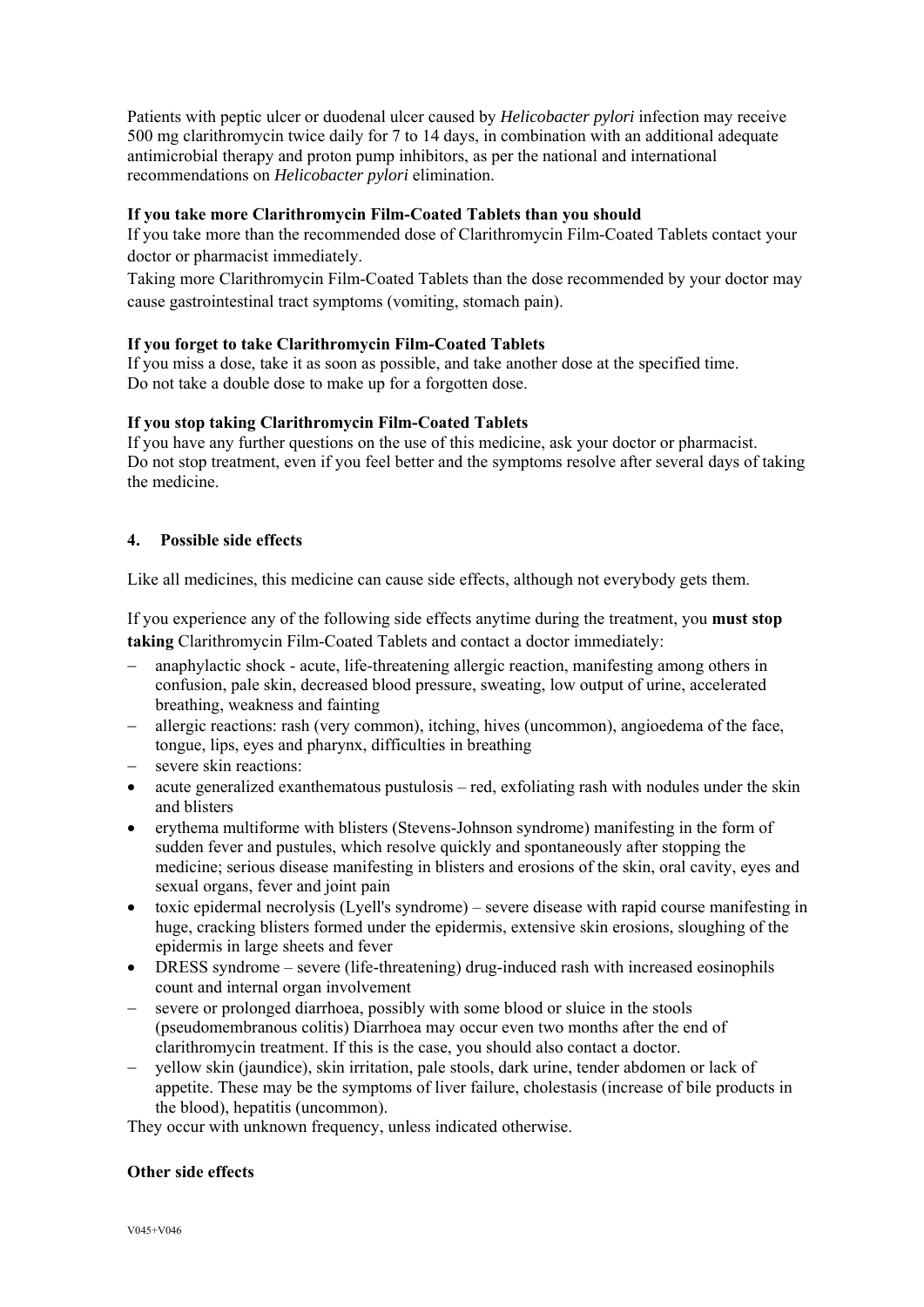Patients with peptic ulcer or duodenal ulcer caused by *Helicobacter pylori* infection may receive 500 mg clarithromycin twice daily for 7 to 14 days, in combination with an additional adequate antimicrobial therapy and proton pump inhibitors, as per the national and international recommendations on *Helicobacter pylori* elimination.

**If you take more Clarithromycin Film-Coated Tablets than you should**

If you take more than the recommended dose of Clarithromycin Film-Coated Tablets contact your doctor or pharmacist immediately.

Taking more Clarithromycin Film-Coated Tablets than the dose recommended by your doctor may cause gastrointestinal tract symptoms (vomiting, stomach pain).

**If you forget to take Clarithromycin Film-Coated Tablets**

If you miss a dose, take it as soon as possible, and take another dose at the specified time.
Do not take a double dose to make up for a forgotten dose.

**If you stop taking Clarithromycin Film-Coated Tablets**

If you have any further questions on the use of this medicine, ask your doctor or pharmacist.
Do not stop treatment, even if you feel better and the symptoms resolve after several days of taking the medicine.

## 4. Possible side effects

Like all medicines, this medicine can cause side effects, although not everybody gets them.

If you experience any of the following side effects anytime during the treatment, you **must stop taking** Clarithromycin Film-Coated Tablets and contact a doctor immediately:

- anaphylactic shock - acute, life-threatening allergic reaction, manifesting among others in confusion, pale skin, decreased blood pressure, sweating, low output of urine, accelerated breathing, weakness and fainting
- allergic reactions: rash (very common), itching, hives (uncommon), angioedema of the face, tongue, lips, eyes and pharynx, difficulties in breathing
- severe skin reactions:
  - acute generalized exanthematous pustulosis – red, exfoliating rash with nodules under the skin and blisters
  - erythema multiforme with blisters (Stevens-Johnson syndrome) manifesting in the form of sudden fever and pustules, which resolve quickly and spontaneously after stopping the medicine; serious disease manifesting in blisters and erosions of the skin, oral cavity, eyes and sexual organs, fever and joint pain
  - toxic epidermal necrolysis (Lyell's syndrome) – severe disease with rapid course manifesting in huge, cracking blisters formed under the epidermis, extensive skin erosions, sloughing of the epidermis in large sheets and fever
  - DRESS syndrome – severe (life-threatening) drug-induced rash with increased eosinophils count and internal organ involvement
- severe or prolonged diarrhoea, possibly with some blood or sluice in the stools (pseudomembranous colitis) Diarrhoea may occur even two months after the end of clarithromycin treatment. If this is the case, you should also contact a doctor.
- yellow skin (jaundice), skin irritation, pale stools, dark urine, tender abdomen or lack of appetite. These may be the symptoms of liver failure, cholestasis (increase of bile products in the blood), hepatitis (uncommon).

They occur with unknown frequency, unless indicated otherwise.

**Other side effects**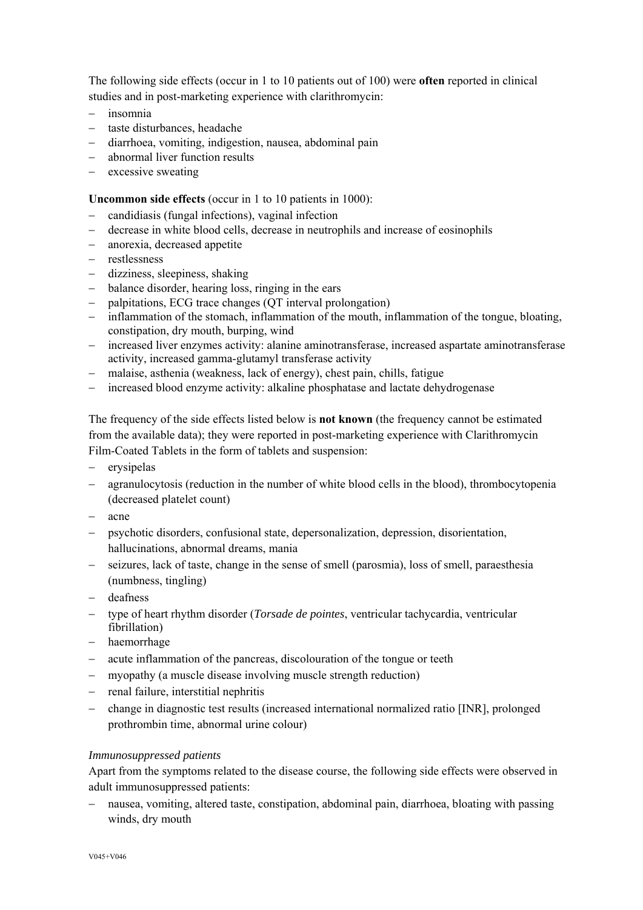The following side effects (occur in 1 to 10 patients out of 100) were **often** reported in clinical studies and in post-marketing experience with clarithromycin:

- insomnia
- taste disturbances, headache
- diarrhoea, vomiting, indigestion, nausea, abdominal pain
- abnormal liver function results
- excessive sweating

**Uncommon side effects** (occur in 1 to 10 patients in 1000):

- candidiasis (fungal infections), vaginal infection
- decrease in white blood cells, decrease in neutrophils and increase of eosinophils
- anorexia, decreased appetite
- restlessness
- dizziness, sleepiness, shaking
- balance disorder, hearing loss, ringing in the ears
- palpitations, ECG trace changes (QT interval prolongation)
- inflammation of the stomach, inflammation of the mouth, inflammation of the tongue, bloating, constipation, dry mouth, burping, wind
- increased liver enzymes activity: alanine aminotransferase, increased aspartate aminotransferase activity, increased gamma-glutamyl transferase activity
- malaise, asthenia (weakness, lack of energy), chest pain, chills, fatigue
- increased blood enzyme activity: alkaline phosphatase and lactate dehydrogenase

The frequency of the side effects listed below is **not known** (the frequency cannot be estimated from the available data); they were reported in post-marketing experience with Clarithromycin Film-Coated Tablets in the form of tablets and suspension:

- erysipelas
- agranulocytosis (reduction in the number of white blood cells in the blood), thrombocytopenia (decreased platelet count)
- acne
- psychotic disorders, confusional state, depersonalization, depression, disorientation, hallucinations, abnormal dreams, mania
- seizures, lack of taste, change in the sense of smell (parosmia), loss of smell, paraesthesia (numbness, tingling)
- deafness
- type of heart rhythm disorder (*Torsade de pointes*, ventricular tachycardia, ventricular fibrillation)
- haemorrhage
- acute inflammation of the pancreas, discolouration of the tongue or teeth
- myopathy (a muscle disease involving muscle strength reduction)
- renal failure, interstitial nephritis
- change in diagnostic test results (increased international normalized ratio [INR], prolonged prothrombin time, abnormal urine colour)

*Immunosuppressed patients*

Apart from the symptoms related to the disease course, the following side effects were observed in adult immunosuppressed patients:

- nausea, vomiting, altered taste, constipation, abdominal pain, diarrhoea, bloating with passing winds, dry mouth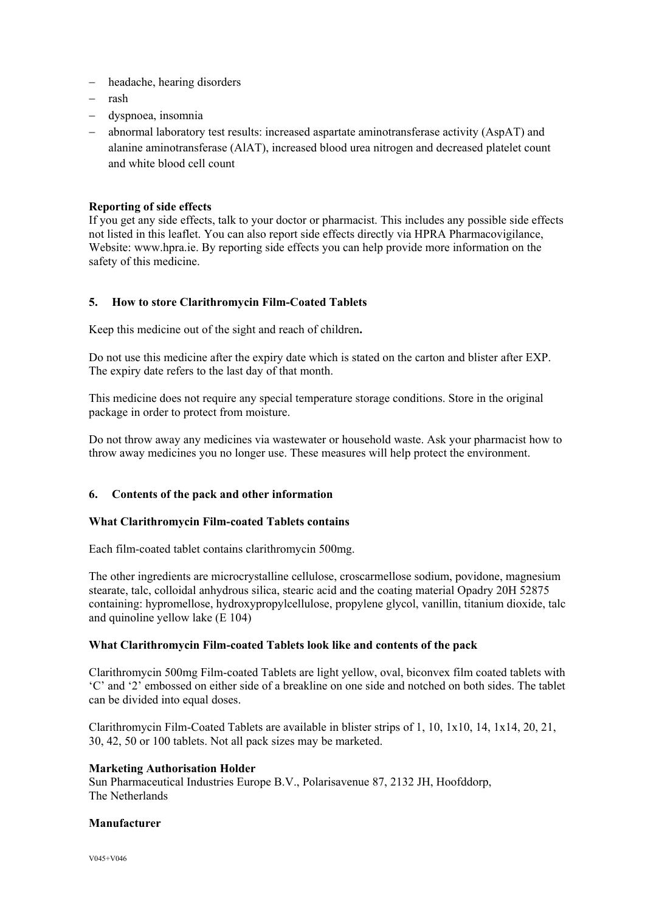- headache, hearing disorders
- rash
- dyspnoea, insomnia
- abnormal laboratory test results: increased aspartate aminotransferase activity (AspAT) and alanine aminotransferase (AlAT), increased blood urea nitrogen and decreased platelet count and white blood cell count

**Reporting of side effects**
If you get any side effects, talk to your doctor or pharmacist. This includes any possible side effects not listed in this leaflet. You can also report side effects directly via HPRA Pharmacovigilance, Website: www.hpra.ie. By reporting side effects you can help provide more information on the safety of this medicine.

## 5. How to store Clarithromycin Film-Coated Tablets

Keep this medicine out of the sight and reach of children**.**

Do not use this medicine after the expiry date which is stated on the carton and blister after EXP. The expiry date refers to the last day of that month.

This medicine does not require any special temperature storage conditions. Store in the original package in order to protect from moisture.

Do not throw away any medicines via wastewater or household waste. Ask your pharmacist how to throw away medicines you no longer use. These measures will help protect the environment.

## 6. Contents of the pack and other information

**What Clarithromycin Film-coated Tablets contains**

Each film-coated tablet contains clarithromycin 500mg.

The other ingredients are microcrystalline cellulose, croscarmellose sodium, povidone, magnesium stearate, talc, colloidal anhydrous silica, stearic acid and the coating material Opadry 20H 52875 containing: hypromellose, hydroxypropylcellulose, propylene glycol, vanillin, titanium dioxide, talc and quinoline yellow lake (E 104)

**What Clarithromycin Film-coated Tablets look like and contents of the pack**

Clarithromycin 500mg Film-coated Tablets are light yellow, oval, biconvex film coated tablets with 'C' and '2' embossed on either side of a breakline on one side and notched on both sides. The tablet can be divided into equal doses.

Clarithromycin Film-Coated Tablets are available in blister strips of 1, 10, 1x10, 14, 1x14, 20, 21, 30, 42, 50 or 100 tablets. Not all pack sizes may be marketed.

**Marketing Authorisation Holder**
Sun Pharmaceutical Industries Europe B.V., Polarisavenue 87, 2132 JH, Hoofddorp,
The Netherlands

**Manufacturer**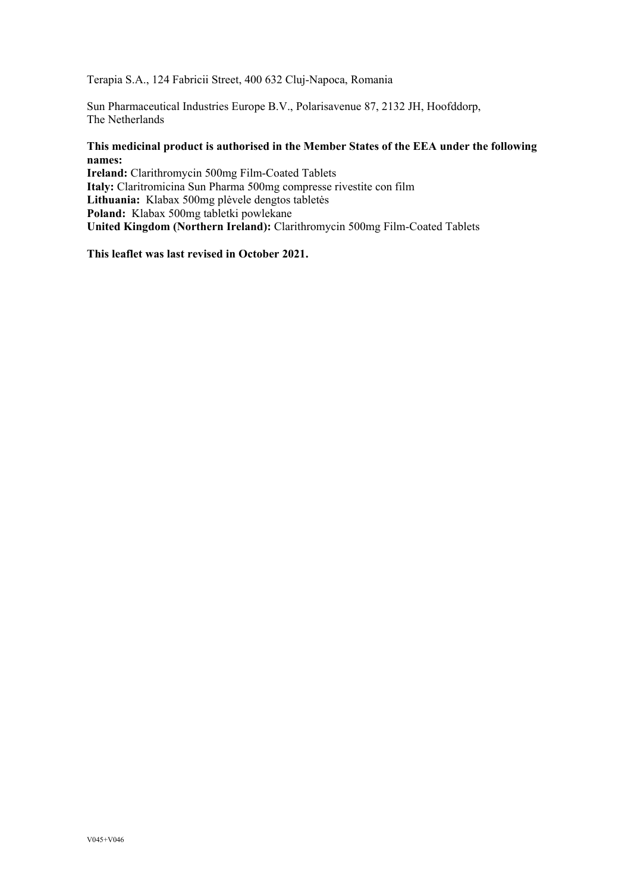Terapia S.A., 124 Fabricii Street, 400 632 Cluj-Napoca, Romania

Sun Pharmaceutical Industries Europe B.V., Polarisavenue 87, 2132 JH, Hoofddorp, The Netherlands

**This medicinal product is authorised in the Member States of the EEA under the following names:**
**Ireland:** Clarithromycin 500mg Film-Coated Tablets
**Italy:** Claritromicina Sun Pharma 500mg compresse rivestite con film
**Lithuania:** Klabax 500mg plėvele dengtos tabletės
**Poland:** Klabax 500mg tabletki powlekane
**United Kingdom (Northern Ireland):** Clarithromycin 500mg Film-Coated Tablets

**This leaflet was last revised in October 2021.**

V045+V046